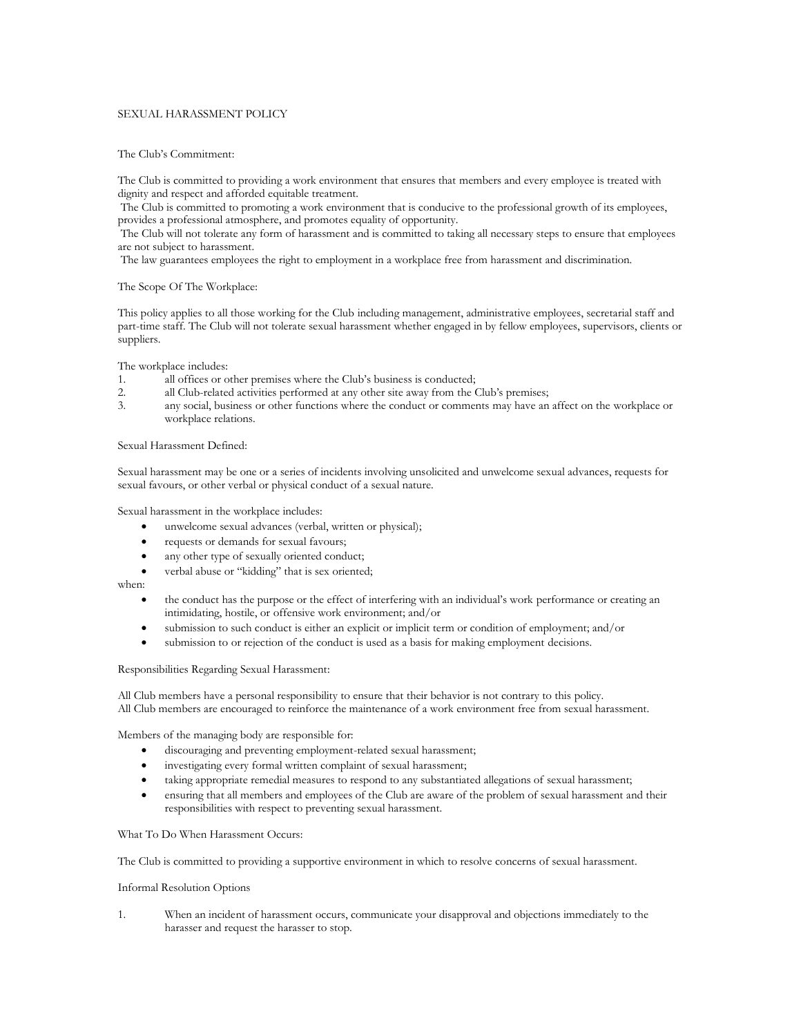# SEXUAL HARASSMENT POLICY

## The Club's Commitment:

The Club is committed to providing a work environment that ensures that members and every employee is treated with dignity and respect and afforded equitable treatment.
The Club is committed to promoting a work environment that is conducive to the professional growth of its employees, provides a professional atmosphere, and promotes equality of opportunity.
The Club will not tolerate any form of harassment and is committed to taking all necessary steps to ensure that employees are not subject to harassment.
The law guarantees employees the right to employment in a workplace free from harassment and discrimination.

## The Scope Of The Workplace:

This policy applies to all those working for the Club including management, administrative employees, secretarial staff and part-time staff. The Club will not tolerate sexual harassment whether engaged in by fellow employees, supervisors, clients or suppliers.

The workplace includes:

1. all offices or other premises where the Club's business is conducted;
2. all Club-related activities performed at any other site away from the Club's premises;
3. any social, business or other functions where the conduct or comments may have an affect on the workplace or workplace relations.

## Sexual Harassment Defined:

Sexual harassment may be one or a series of incidents involving unsolicited and unwelcome sexual advances, requests for sexual favours, or other verbal or physical conduct of a sexual nature.

Sexual harassment in the workplace includes:

- unwelcome sexual advances (verbal, written or physical);
- requests or demands for sexual favours;
- any other type of sexually oriented conduct;
- verbal abuse or "kidding" that is sex oriented;

when:

- the conduct has the purpose or the effect of interfering with an individual's work performance or creating an intimidating, hostile, or offensive work environment; and/or
- submission to such conduct is either an explicit or implicit term or condition of employment; and/or
- submission to or rejection of the conduct is used as a basis for making employment decisions.

## Responsibilities Regarding Sexual Harassment:

All Club members have a personal responsibility to ensure that their behavior is not contrary to this policy.
All Club members are encouraged to reinforce the maintenance of a work environment free from sexual harassment.

Members of the managing body are responsible for:

- discouraging and preventing employment-related sexual harassment;
- investigating every formal written complaint of sexual harassment;
- taking appropriate remedial measures to respond to any substantiated allegations of sexual harassment;
- ensuring that all members and employees of the Club are aware of the problem of sexual harassment and their responsibilities with respect to preventing sexual harassment.

## What To Do When Harassment Occurs:

The Club is committed to providing a supportive environment in which to resolve concerns of sexual harassment.

### Informal Resolution Options

1. When an incident of harassment occurs, communicate your disapproval and objections immediately to the harasser and request the harasser to stop.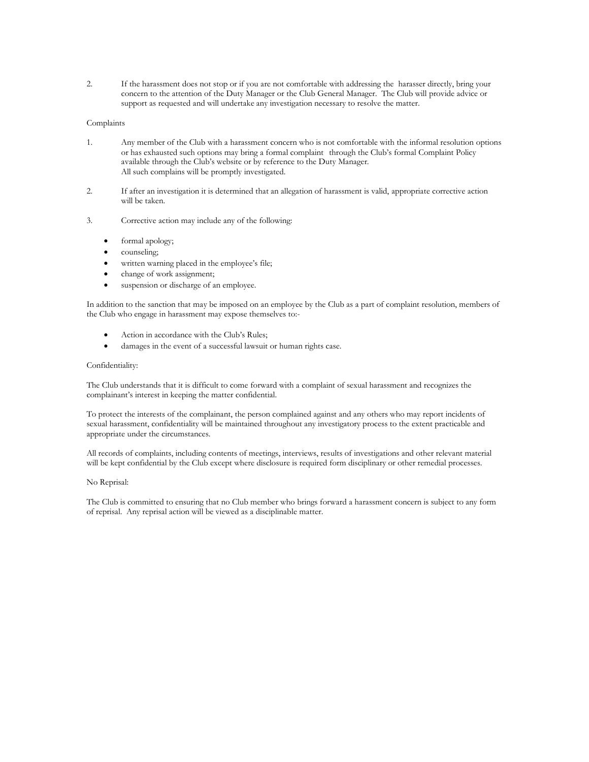2. If the harassment does not stop or if you are not comfortable with addressing the harasser directly, bring your concern to the attention of the Duty Manager or the Club General Manager. The Club will provide advice or support as requested and will undertake any investigation necessary to resolve the matter.

Complaints

1. Any member of the Club with a harassment concern who is not comfortable with the informal resolution options or has exhausted such options may bring a formal complaint through the Club's formal Complaint Policy available through the Club's website or by reference to the Duty Manager.
   All such complains will be promptly investigated.

2. If after an investigation it is determined that an allegation of harassment is valid, appropriate corrective action will be taken.

3. Corrective action may include any of the following:

- formal apology;
- counseling;
- written warning placed in the employee's file;
- change of work assignment;
- suspension or discharge of an employee.

In addition to the sanction that may be imposed on an employee by the Club as a part of complaint resolution, members of the Club who engage in harassment may expose themselves to:-

- Action in accordance with the Club's Rules;
- damages in the event of a successful lawsuit or human rights case.

Confidentiality:

The Club understands that it is difficult to come forward with a complaint of sexual harassment and recognizes the complainant's interest in keeping the matter confidential.

To protect the interests of the complainant, the person complained against and any others who may report incidents of sexual harassment, confidentiality will be maintained throughout any investigatory process to the extent practicable and appropriate under the circumstances.

All records of complaints, including contents of meetings, interviews, results of investigations and other relevant material will be kept confidential by the Club except where disclosure is required form disciplinary or other remedial processes.

No Reprisal:

The Club is committed to ensuring that no Club member who brings forward a harassment concern is subject to any form of reprisal. Any reprisal action will be viewed as a disciplinable matter.